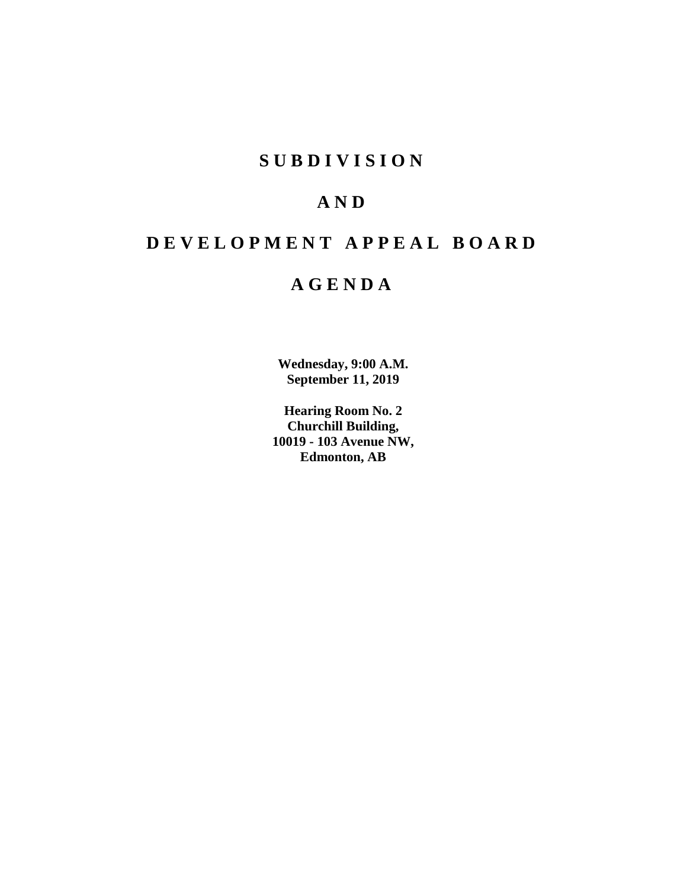# SUBDIVISION

# AND

# DEVELOPMENT APPEAL BOARD

# AGENDA

**Wednesday, 9:00 A.M.**
**September 11, 2019**

**Hearing Room No. 2**
**Churchill Building,**
**10019 - 103 Avenue NW,**
**Edmonton, AB**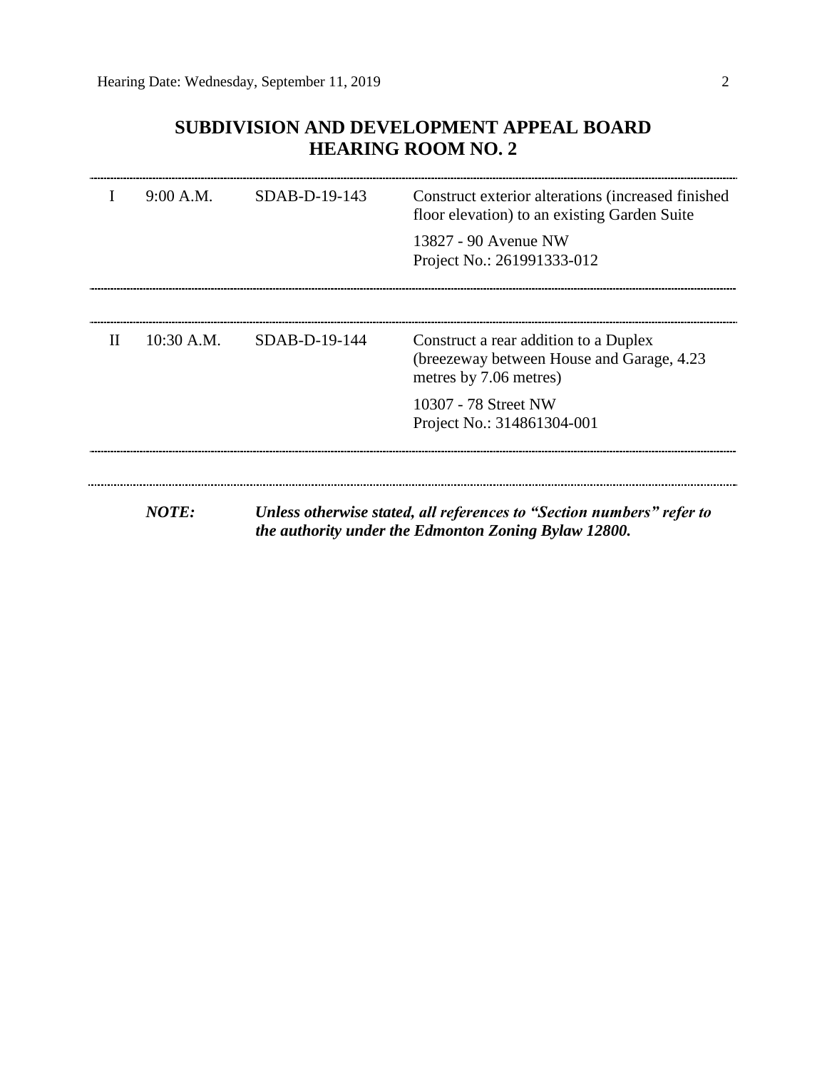## SUBDIVISION AND DEVELOPMENT APPEAL BOARD
## HEARING ROOM NO. 2

| | | | |
|---|---|---|---|
| I | 9:00 A.M. | SDAB-D-19-143 | Construct exterior alterations (increased finished floor elevation) to an existing Garden Suite<br><br>13827 - 90 Avenue NW<br>Project No.: 261991333-012 |
| II | 10:30 A.M. | SDAB-D-19-144 | Construct a rear addition to a Duplex (breezeway between House and Garage, 4.23 metres by 7.06 metres)<br><br>10307 - 78 Street NW<br>Project No.: 314861304-001 |

***NOTE:*** ***Unless otherwise stated, all references to "Section numbers" refer to the authority under the Edmonton Zoning Bylaw 12800.***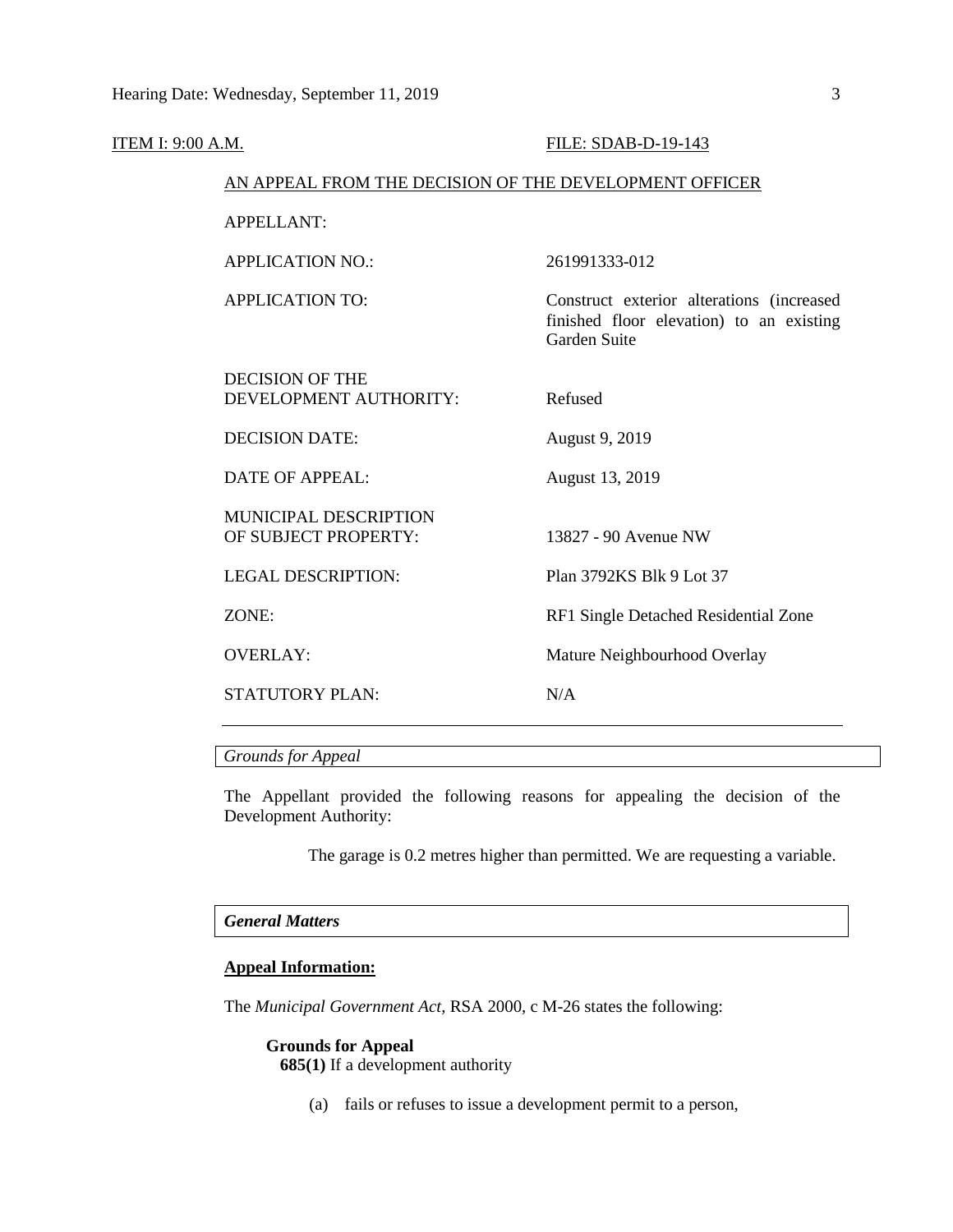ITEM I: 9:00 A.M. FILE: SDAB-D-19-143

AN APPEAL FROM THE DECISION OF THE DEVELOPMENT OFFICER

| | |
|---|---|
| APPELLANT: | |
| APPLICATION NO.: | 261991333-012 |
| APPLICATION TO: | Construct exterior alterations (increased finished floor elevation) to an existing Garden Suite |
| DECISION OF THE DEVELOPMENT AUTHORITY: | Refused |
| DECISION DATE: | August 9, 2019 |
| DATE OF APPEAL: | August 13, 2019 |
| MUNICIPAL DESCRIPTION OF SUBJECT PROPERTY: | 13827 - 90 Avenue NW |
| LEGAL DESCRIPTION: | Plan 3792KS Blk 9 Lot 37 |
| ZONE: | RF1 Single Detached Residential Zone |
| OVERLAY: | Mature Neighbourhood Overlay |
| STATUTORY PLAN: | N/A |

*Grounds for Appeal*

The Appellant provided the following reasons for appealing the decision of the Development Authority:

> The garage is 0.2 metres higher than permitted. We are requesting a variable.

***General Matters***

**Appeal Information:**

The *Municipal Government Act*, RSA 2000, c M-26 states the following:

**Grounds for Appeal**

**685(1)** If a development authority

(a) fails or refuses to issue a development permit to a person,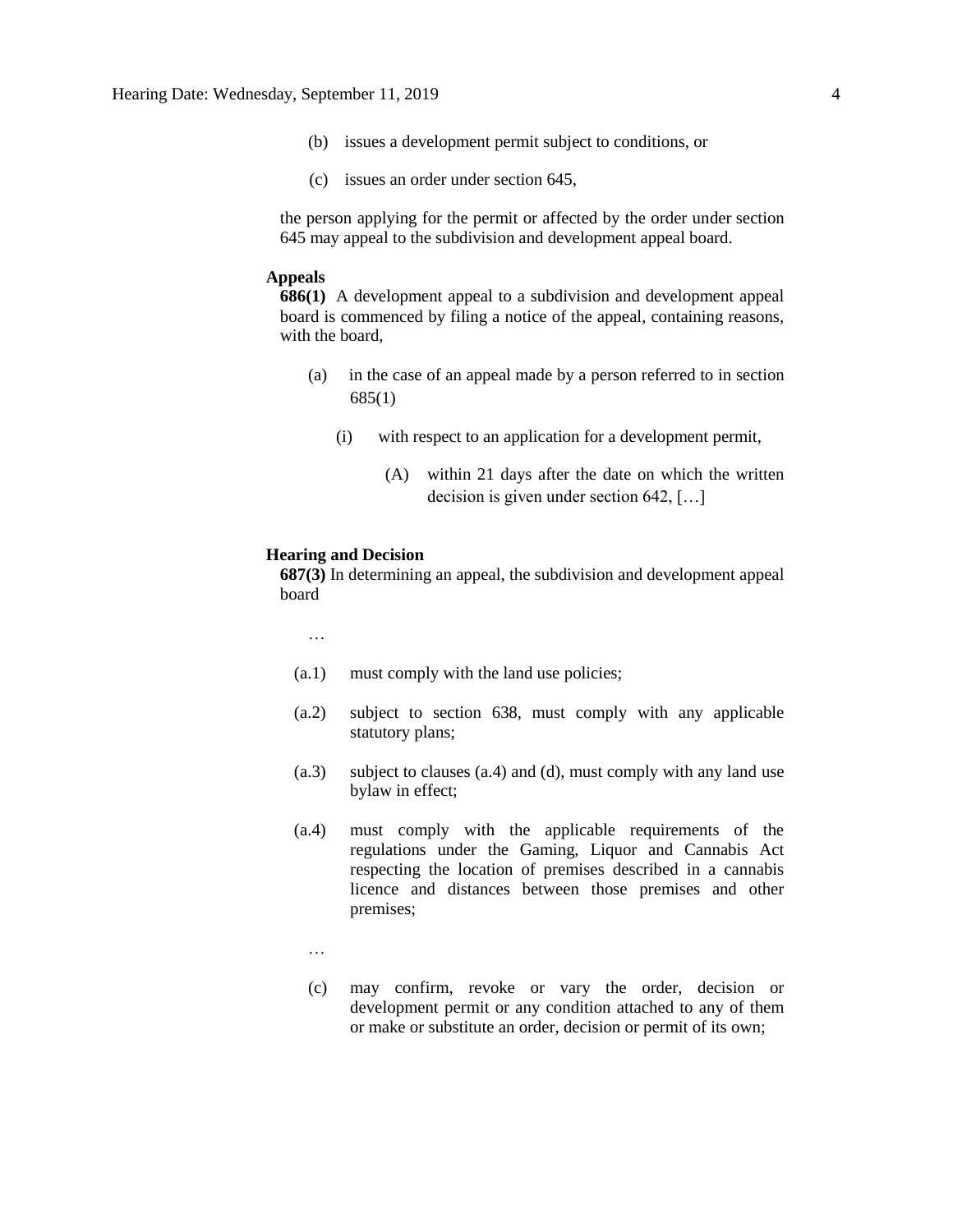(b) issues a development permit subject to conditions, or

(c) issues an order under section 645,

the person applying for the permit or affected by the order under section 645 may appeal to the subdivision and development appeal board.

**Appeals**

**686(1)** A development appeal to a subdivision and development appeal board is commenced by filing a notice of the appeal, containing reasons, with the board,

(a) in the case of an appeal made by a person referred to in section 685(1)

(i) with respect to an application for a development permit,

(A) within 21 days after the date on which the written decision is given under section 642, […]

**Hearing and Decision**

**687(3)** In determining an appeal, the subdivision and development appeal board

…

(a.1) must comply with the land use policies;

(a.2) subject to section 638, must comply with any applicable statutory plans;

(a.3) subject to clauses (a.4) and (d), must comply with any land use bylaw in effect;

(a.4) must comply with the applicable requirements of the regulations under the Gaming, Liquor and Cannabis Act respecting the location of premises described in a cannabis licence and distances between those premises and other premises;

…

(c) may confirm, revoke or vary the order, decision or development permit or any condition attached to any of them or make or substitute an order, decision or permit of its own;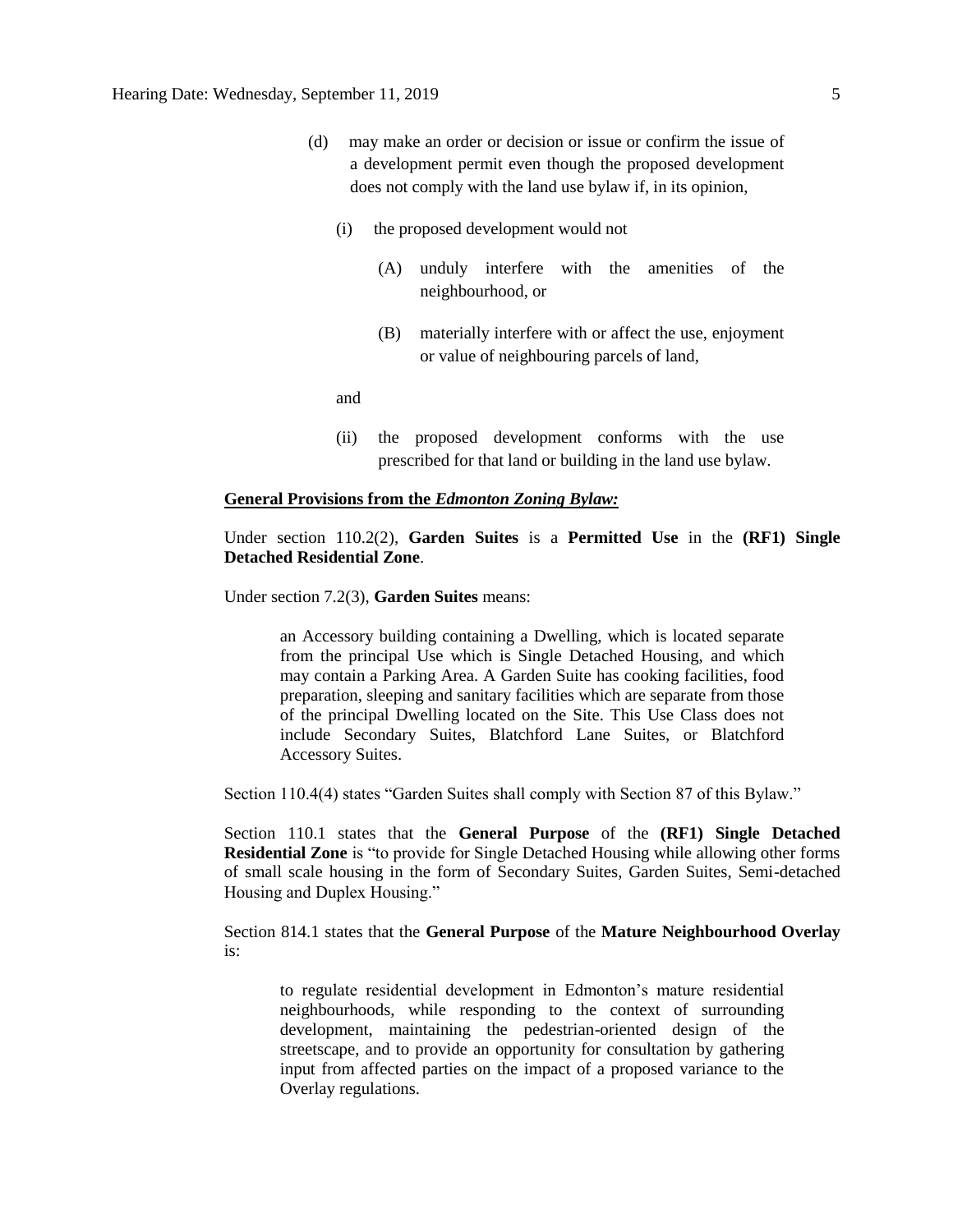(d) may make an order or decision or issue or confirm the issue of a development permit even though the proposed development does not comply with the land use bylaw if, in its opinion,

   (i) the proposed development would not

      (A) unduly interfere with the amenities of the neighbourhood, or

      (B) materially interfere with or affect the use, enjoyment or value of neighbouring parcels of land,

   and

   (ii) the proposed development conforms with the use prescribed for that land or building in the land use bylaw.

**General Provisions from the *Edmonton Zoning Bylaw:***

Under section 110.2(2), **Garden Suites** is a **Permitted Use** in the **(RF1) Single Detached Residential Zone**.

Under section 7.2(3), **Garden Suites** means:

> an Accessory building containing a Dwelling, which is located separate from the principal Use which is Single Detached Housing, and which may contain a Parking Area. A Garden Suite has cooking facilities, food preparation, sleeping and sanitary facilities which are separate from those of the principal Dwelling located on the Site. This Use Class does not include Secondary Suites, Blatchford Lane Suites, or Blatchford Accessory Suites.

Section 110.4(4) states "Garden Suites shall comply with Section 87 of this Bylaw."

Section 110.1 states that the **General Purpose** of the **(RF1) Single Detached Residential Zone** is "to provide for Single Detached Housing while allowing other forms of small scale housing in the form of Secondary Suites, Garden Suites, Semi-detached Housing and Duplex Housing."

Section 814.1 states that the **General Purpose** of the **Mature Neighbourhood Overlay** is:

> to regulate residential development in Edmonton's mature residential neighbourhoods, while responding to the context of surrounding development, maintaining the pedestrian-oriented design of the streetscape, and to provide an opportunity for consultation by gathering input from affected parties on the impact of a proposed variance to the Overlay regulations.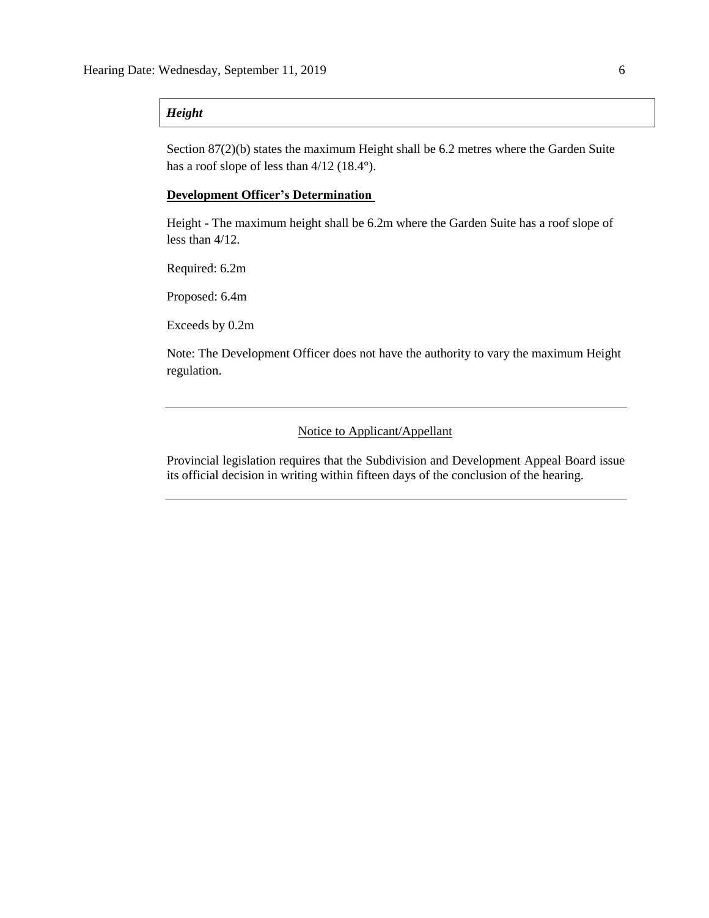***Height***

Section 87(2)(b) states the maximum Height shall be 6.2 metres where the Garden Suite has a roof slope of less than 4/12 (18.4°).

**Development Officer's Determination**

Height - The maximum height shall be 6.2m where the Garden Suite has a roof slope of less than 4/12.

Required: 6.2m

Proposed: 6.4m

Exceeds by 0.2m

Note: The Development Officer does not have the authority to vary the maximum Height regulation.

---

Notice to Applicant/Appellant

Provincial legislation requires that the Subdivision and Development Appeal Board issue its official decision in writing within fifteen days of the conclusion of the hearing.

---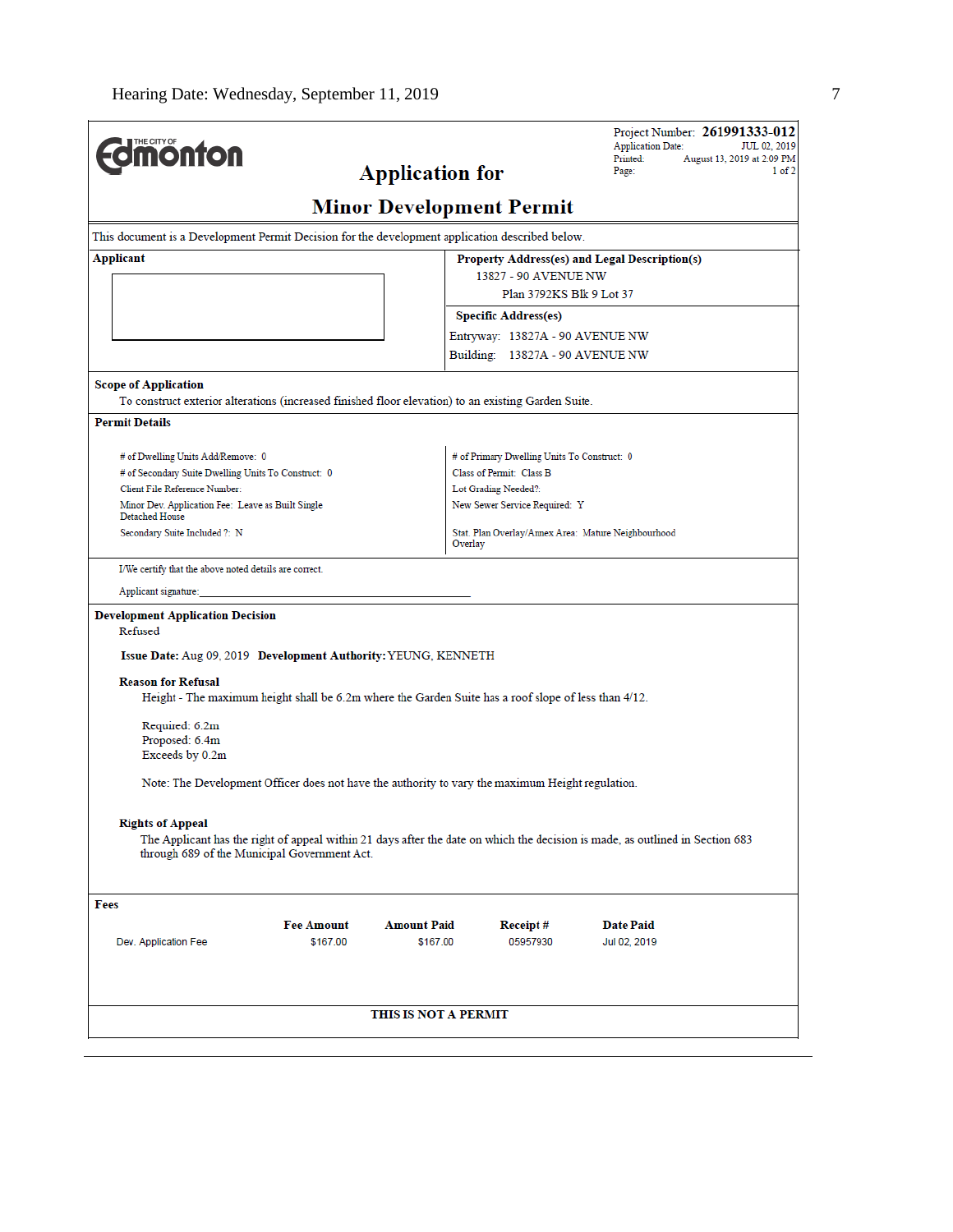Hearing Date: Wednesday, September 11, 2019

THE CITY OF Edmonton

# Application for

# Minor Development Permit

Project Number: **261991333-012**
Application Date: JUL 02, 2019
Printed: August 13, 2019 at 2:09 PM
Page: 1 of 2

This document is a Development Permit Decision for the development application described below.

**Applicant**

**Property Address(es) and Legal Description(s)**
13827 - 90 AVENUE NW
Plan 3792KS Blk 9 Lot 37

**Specific Address(es)**
Entryway: 13827A - 90 AVENUE NW
Building: 13827A - 90 AVENUE NW

**Scope of Application**
To construct exterior alterations (increased finished floor elevation) to an existing Garden Suite.

**Permit Details**

# of Dwelling Units Add/Remove: 0
# of Secondary Suite Dwelling Units To Construct: 0
Client File Reference Number:
Minor Dev. Application Fee: Leave as Built Single Detached House
Secondary Suite Included ?: N

# of Primary Dwelling Units To Construct: 0
Class of Permit: Class B
Lot Grading Needed?:
New Sewer Service Required: Y
Stat. Plan Overlay/Annex Area: Mature Neighbourhood Overlay

I/We certify that the above noted details are correct.

Applicant signature:_______________________________________________

**Development Application Decision**
Refused

**Issue Date:** Aug 09, 2019 **Development Authority:** YEUNG, KENNETH

**Reason for Refusal**
Height - The maximum height shall be 6.2m where the Garden Suite has a roof slope of less than 4/12.

Required: 6.2m
Proposed: 6.4m
Exceeds by 0.2m

Note: The Development Officer does not have the authority to vary the maximum Height regulation.

**Rights of Appeal**
The Applicant has the right of appeal within 21 days after the date on which the decision is made, as outlined in Section 683 through 689 of the Municipal Government Act.

**Fees**

| | Fee Amount | Amount Paid | Receipt # | Date Paid |
|---|---|---|---|---|
| Dev. Application Fee | $167.00 | $167.00 | 05957930 | Jul 02, 2019 |

**THIS IS NOT A PERMIT**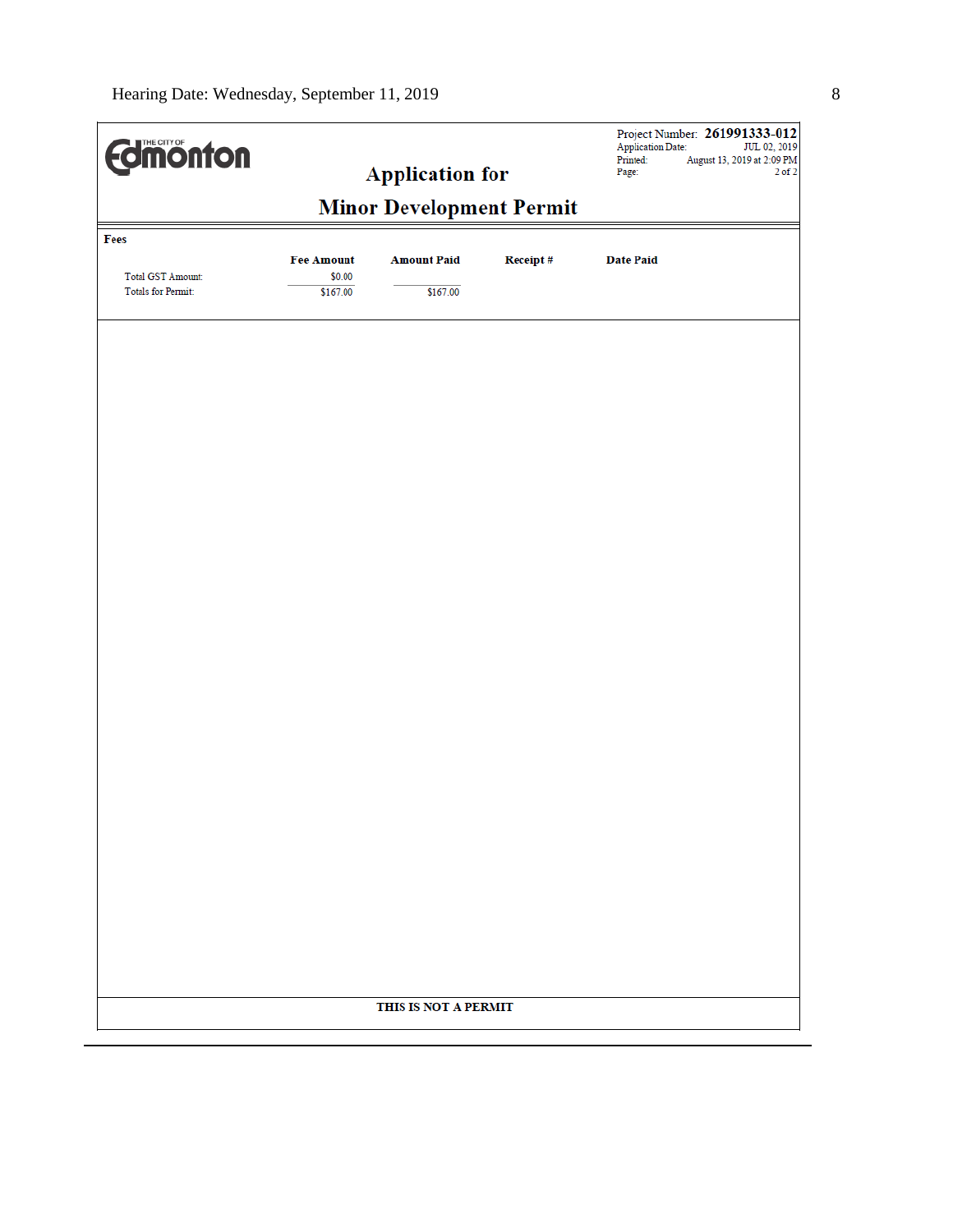Project Number: **261991333-012**
Application Date: JUL 02, 2019
Printed: August 13, 2019 at 2:09 PM

# Application for

# Minor Development Permit

**Fees**

| | Fee Amount | Amount Paid | Receipt # | Date Paid |
|---|---|---|---|---|
| Total GST Amount: | $0.00 | | | |
| Totals for Permit: | $167.00 | $167.00 | | |

**THIS IS NOT A PERMIT**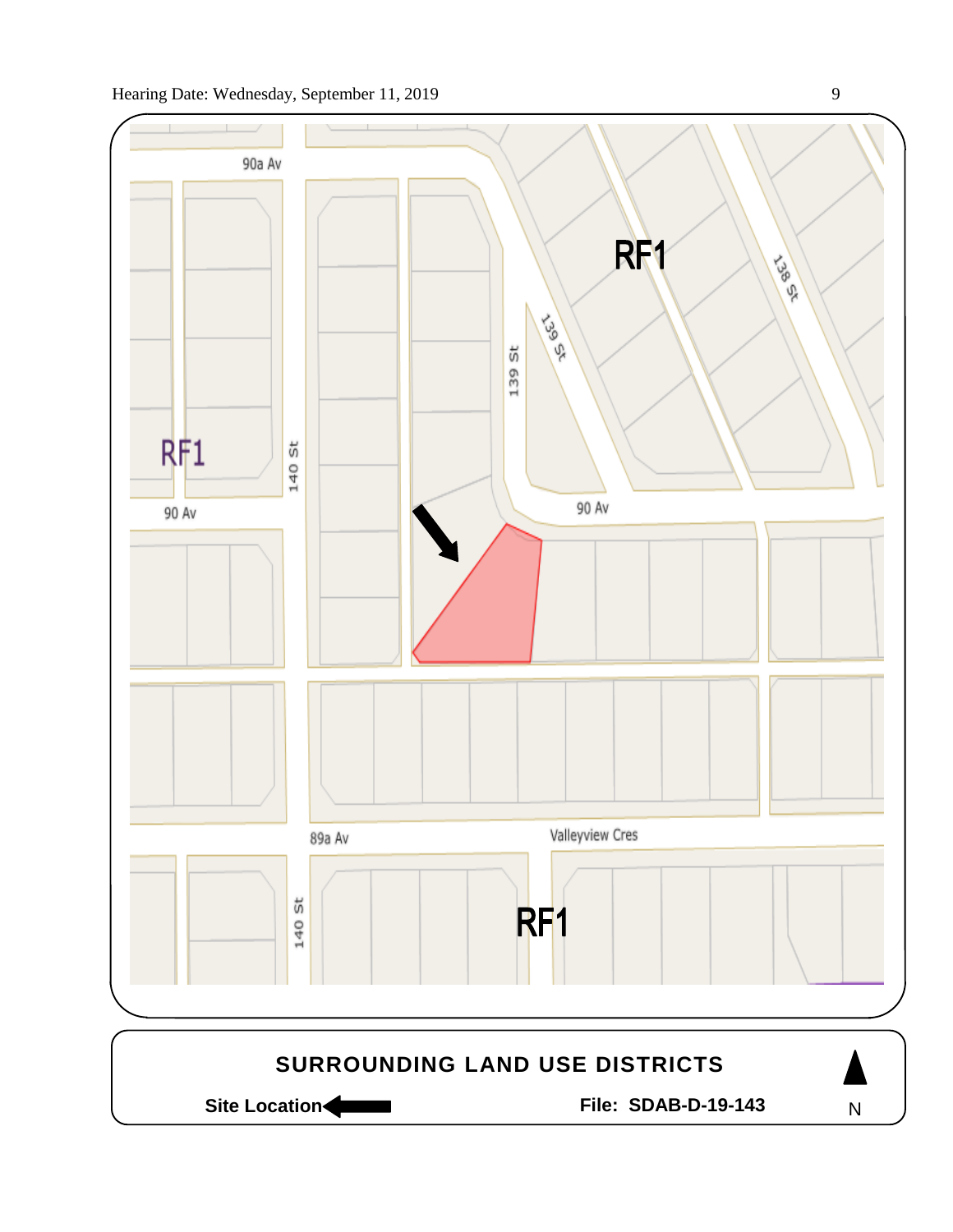90a Av

RF1

RF1

140 St

139 St

139 St

138 St

90 Av

90 Av

89a Av

Valleyview Cres

140 St

RF1

**SURROUNDING LAND USE DISTRICTS**

**Site Location** ←

**File: SDAB-D-19-143**

N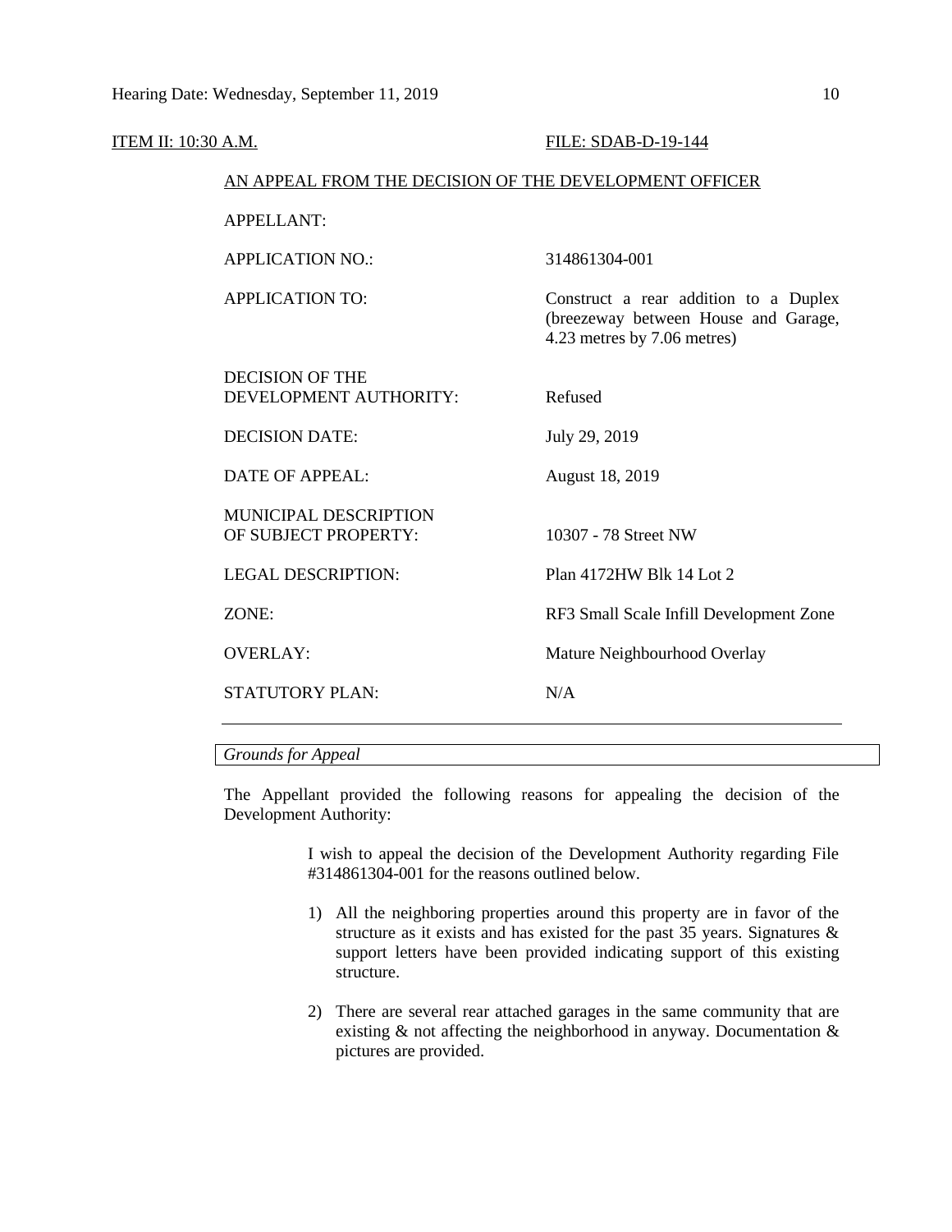ITEM II: 10:30 A.M. FILE: SDAB-D-19-144

AN APPEAL FROM THE DECISION OF THE DEVELOPMENT OFFICER

| | |
|---|---|
| APPELLANT: | |
| APPLICATION NO.: | 314861304-001 |
| APPLICATION TO: | Construct a rear addition to a Duplex (breezeway between House and Garage, 4.23 metres by 7.06 metres) |
| DECISION OF THE DEVELOPMENT AUTHORITY: | Refused |
| DECISION DATE: | July 29, 2019 |
| DATE OF APPEAL: | August 18, 2019 |
| MUNICIPAL DESCRIPTION OF SUBJECT PROPERTY: | 10307 - 78 Street NW |
| LEGAL DESCRIPTION: | Plan 4172HW Blk 14 Lot 2 |
| ZONE: | RF3 Small Scale Infill Development Zone |
| OVERLAY: | Mature Neighbourhood Overlay |
| STATUTORY PLAN: | N/A |

*Grounds for Appeal*

The Appellant provided the following reasons for appealing the decision of the Development Authority:

> I wish to appeal the decision of the Development Authority regarding File #314861304-001 for the reasons outlined below.
>
> 1) All the neighboring properties around this property are in favor of the structure as it exists and has existed for the past 35 years. Signatures & support letters have been provided indicating support of this existing structure.
>
> 2) There are several rear attached garages in the same community that are existing & not affecting the neighborhood in anyway. Documentation & pictures are provided.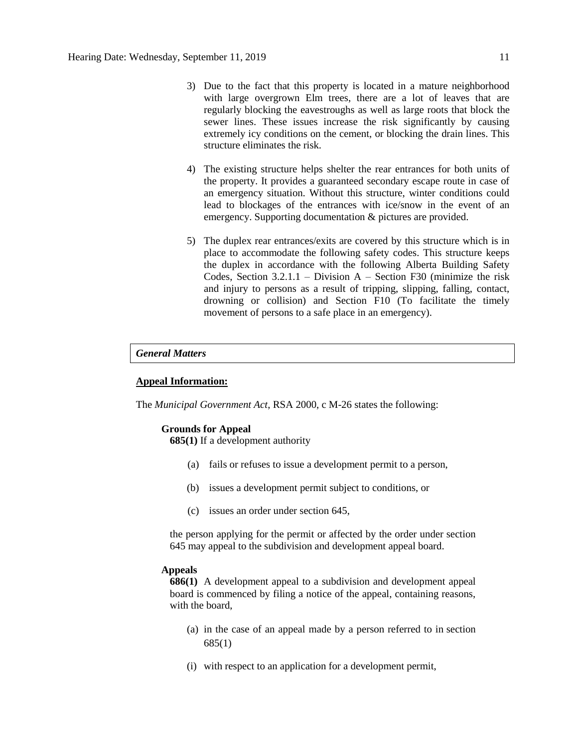3) Due to the fact that this property is located in a mature neighborhood with large overgrown Elm trees, there are a lot of leaves that are regularly blocking the eavestroughs as well as large roots that block the sewer lines. These issues increase the risk significantly by causing extremely icy conditions on the cement, or blocking the drain lines. This structure eliminates the risk.

4) The existing structure helps shelter the rear entrances for both units of the property. It provides a guaranteed secondary escape route in case of an emergency situation. Without this structure, winter conditions could lead to blockages of the entrances with ice/snow in the event of an emergency. Supporting documentation & pictures are provided.

5) The duplex rear entrances/exits are covered by this structure which is in place to accommodate the following safety codes. This structure keeps the duplex in accordance with the following Alberta Building Safety Codes, Section 3.2.1.1 – Division A – Section F30 (minimize the risk and injury to persons as a result of tripping, slipping, falling, contact, drowning or collision) and Section F10 (To facilitate the timely movement of persons to a safe place in an emergency).

***General Matters***

**Appeal Information:**

The *Municipal Government Act*, RSA 2000, c M-26 states the following:

**Grounds for Appeal**

**685(1)** If a development authority

(a) fails or refuses to issue a development permit to a person,

(b) issues a development permit subject to conditions, or

(c) issues an order under section 645,

the person applying for the permit or affected by the order under section 645 may appeal to the subdivision and development appeal board.

**Appeals**

**686(1)** A development appeal to a subdivision and development appeal board is commenced by filing a notice of the appeal, containing reasons, with the board,

(a) in the case of an appeal made by a person referred to in section 685(1)

(i) with respect to an application for a development permit,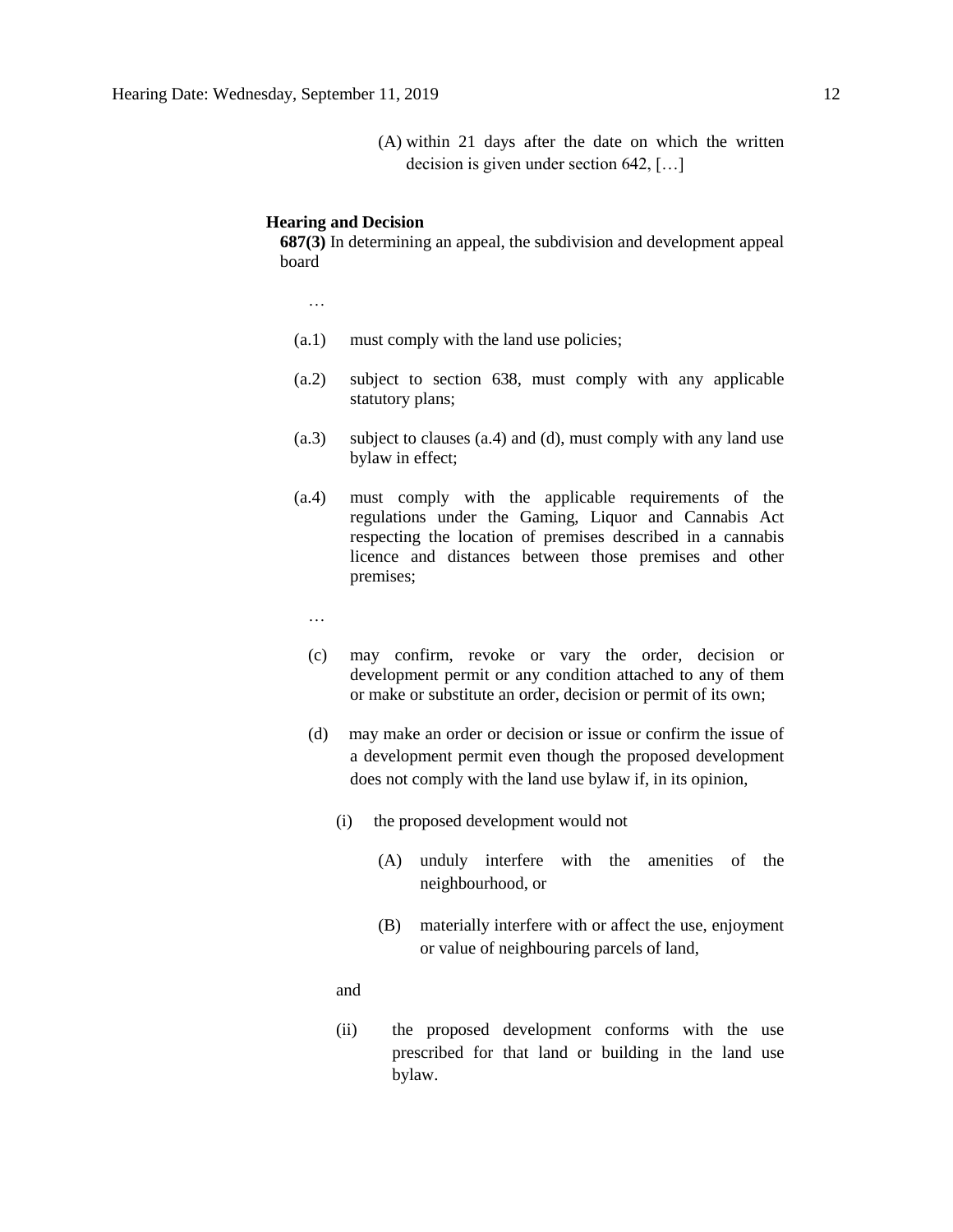(A) within 21 days after the date on which the written decision is given under section 642, […]

**Hearing and Decision**

**687(3)** In determining an appeal, the subdivision and development appeal board

…

(a.1) must comply with the land use policies;

(a.2) subject to section 638, must comply with any applicable statutory plans;

(a.3) subject to clauses (a.4) and (d), must comply with any land use bylaw in effect;

(a.4) must comply with the applicable requirements of the regulations under the Gaming, Liquor and Cannabis Act respecting the location of premises described in a cannabis licence and distances between those premises and other premises;

…

(c) may confirm, revoke or vary the order, decision or development permit or any condition attached to any of them or make or substitute an order, decision or permit of its own;

(d) may make an order or decision or issue or confirm the issue of a development permit even though the proposed development does not comply with the land use bylaw if, in its opinion,

(i) the proposed development would not

(A) unduly interfere with the amenities of the neighbourhood, or

(B) materially interfere with or affect the use, enjoyment or value of neighbouring parcels of land,

and

(ii) the proposed development conforms with the use prescribed for that land or building in the land use bylaw.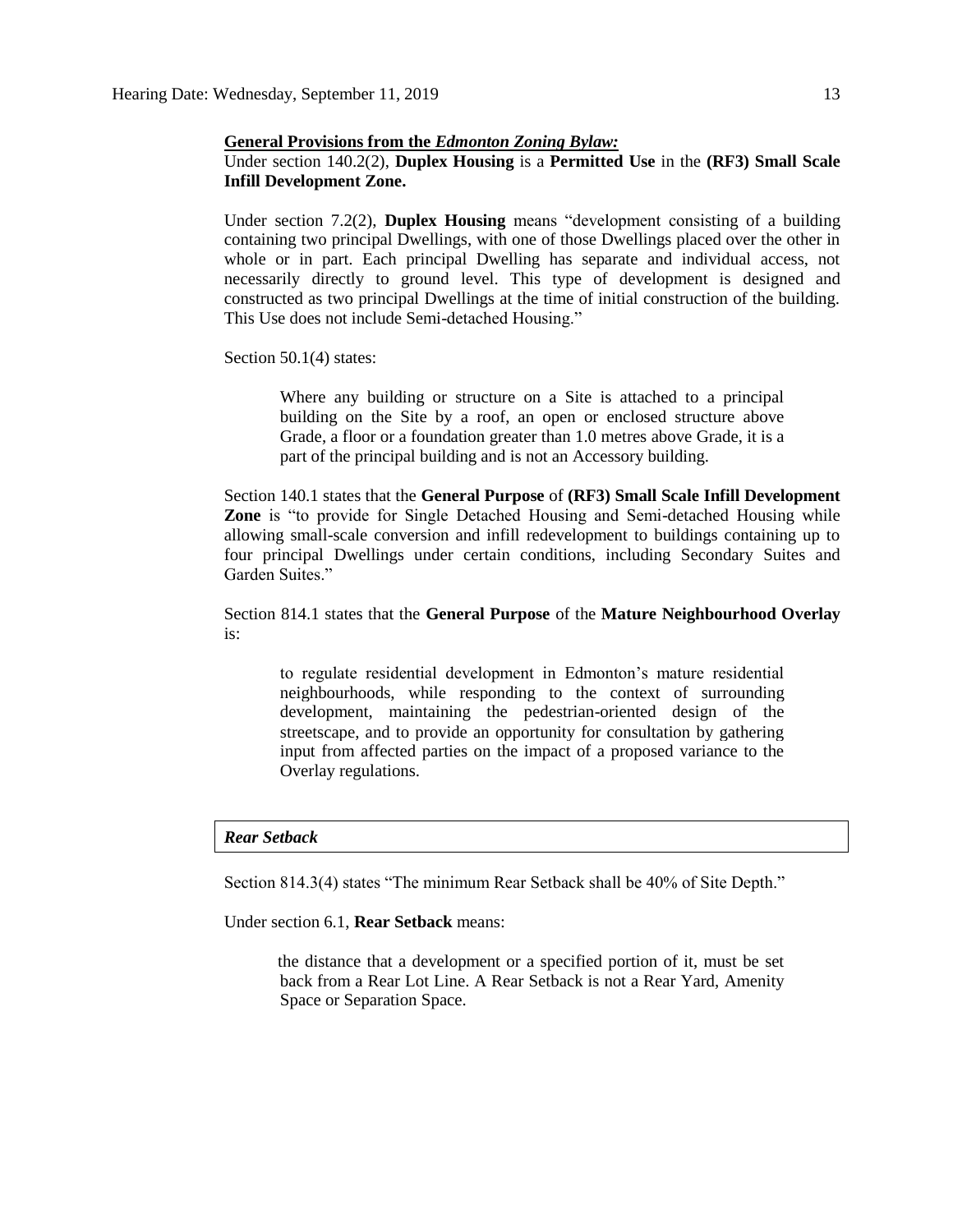**General Provisions from the *Edmonton Zoning Bylaw:***

Under section 140.2(2), **Duplex Housing** is a **Permitted Use** in the **(RF3) Small Scale Infill Development Zone.**

Under section 7.2(2), **Duplex Housing** means "development consisting of a building containing two principal Dwellings, with one of those Dwellings placed over the other in whole or in part. Each principal Dwelling has separate and individual access, not necessarily directly to ground level. This type of development is designed and constructed as two principal Dwellings at the time of initial construction of the building. This Use does not include Semi-detached Housing."

Section 50.1(4) states:

> Where any building or structure on a Site is attached to a principal building on the Site by a roof, an open or enclosed structure above Grade, a floor or a foundation greater than 1.0 metres above Grade, it is a part of the principal building and is not an Accessory building.

Section 140.1 states that the **General Purpose** of **(RF3) Small Scale Infill Development Zone** is "to provide for Single Detached Housing and Semi-detached Housing while allowing small-scale conversion and infill redevelopment to buildings containing up to four principal Dwellings under certain conditions, including Secondary Suites and Garden Suites."

Section 814.1 states that the **General Purpose** of the **Mature Neighbourhood Overlay** is:

> to regulate residential development in Edmonton's mature residential neighbourhoods, while responding to the context of surrounding development, maintaining the pedestrian-oriented design of the streetscape, and to provide an opportunity for consultation by gathering input from affected parties on the impact of a proposed variance to the Overlay regulations.

***Rear Setback***

Section 814.3(4) states "The minimum Rear Setback shall be 40% of Site Depth."

Under section 6.1, **Rear Setback** means:

> the distance that a development or a specified portion of it, must be set back from a Rear Lot Line. A Rear Setback is not a Rear Yard, Amenity Space or Separation Space.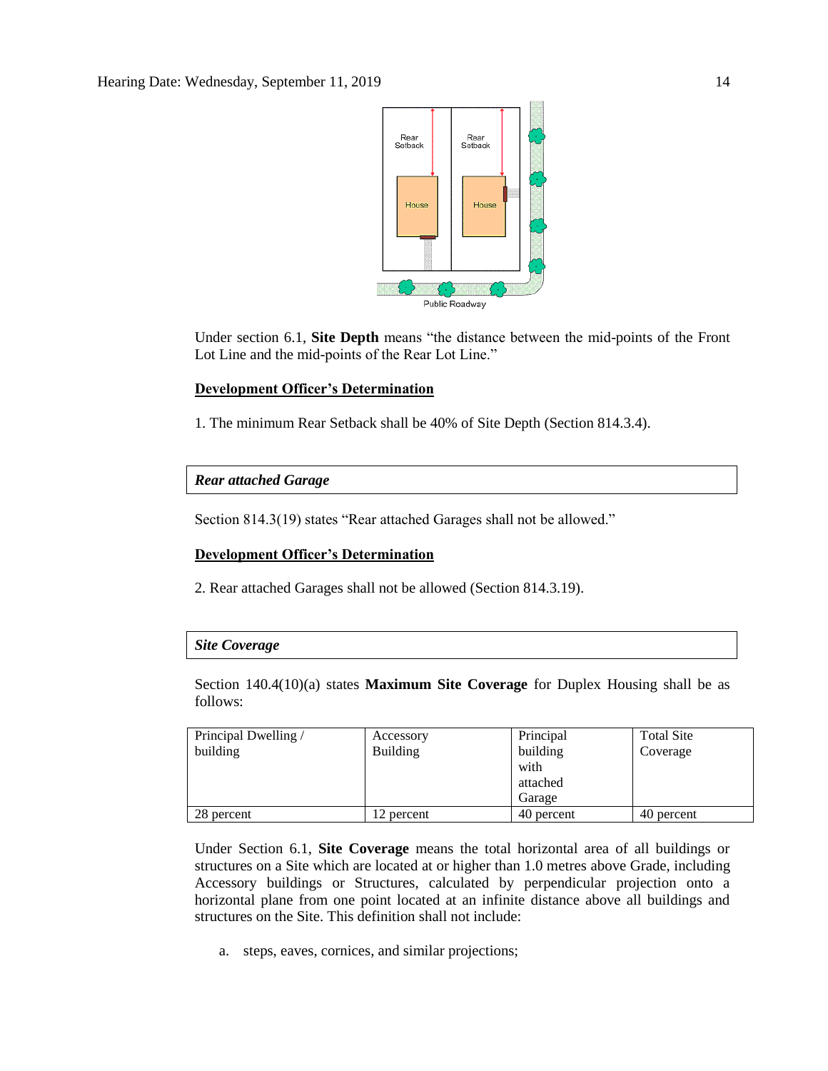Under section 6.1, **Site Depth** means "the distance between the mid-points of the Front Lot Line and the mid-points of the Rear Lot Line."

**Development Officer's Determination**

1. The minimum Rear Setback shall be 40% of Site Depth (Section 814.3.4).

***Rear attached Garage***

Section 814.3(19) states "Rear attached Garages shall not be allowed."

**Development Officer's Determination**

2. Rear attached Garages shall not be allowed (Section 814.3.19).

***Site Coverage***

Section 140.4(10)(a) states **Maximum Site Coverage** for Duplex Housing shall be as follows:

| Principal Dwelling / building | Accessory Building | Principal building with attached Garage | Total Site Coverage |
|---|---|---|---|
| 28 percent | 12 percent | 40 percent | 40 percent |

Under Section 6.1, **Site Coverage** means the total horizontal area of all buildings or structures on a Site which are located at or higher than 1.0 metres above Grade, including Accessory buildings or Structures, calculated by perpendicular projection onto a horizontal plane from one point located at an infinite distance above all buildings and structures on the Site. This definition shall not include:

a. steps, eaves, cornices, and similar projections;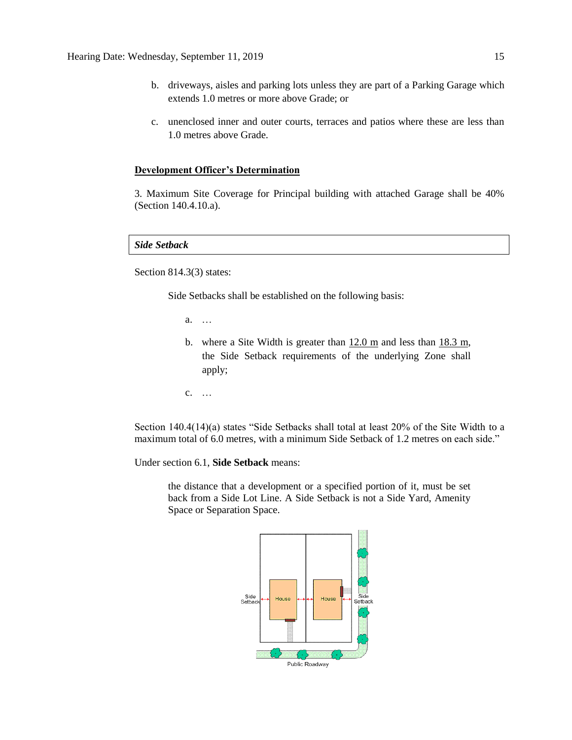b. driveways, aisles and parking lots unless they are part of a Parking Garage which extends 1.0 metres or more above Grade; or

c. unenclosed inner and outer courts, terraces and patios where these are less than 1.0 metres above Grade.

**Development Officer's Determination**

3. Maximum Site Coverage for Principal building with attached Garage shall be 40% (Section 140.4.10.a).

***Side Setback***

Section 814.3(3) states:

> Side Setbacks shall be established on the following basis:
>
> a. …
>
> b. where a Site Width is greater than 12.0 m and less than 18.3 m, the Side Setback requirements of the underlying Zone shall apply;
>
> c. …

Section 140.4(14)(a) states "Side Setbacks shall total at least 20% of the Site Width to a maximum total of 6.0 metres, with a minimum Side Setback of 1.2 metres on each side."

Under section 6.1, **Side Setback** means:

> the distance that a development or a specified portion of it, must be set back from a Side Lot Line. A Side Setback is not a Side Yard, Amenity Space or Separation Space.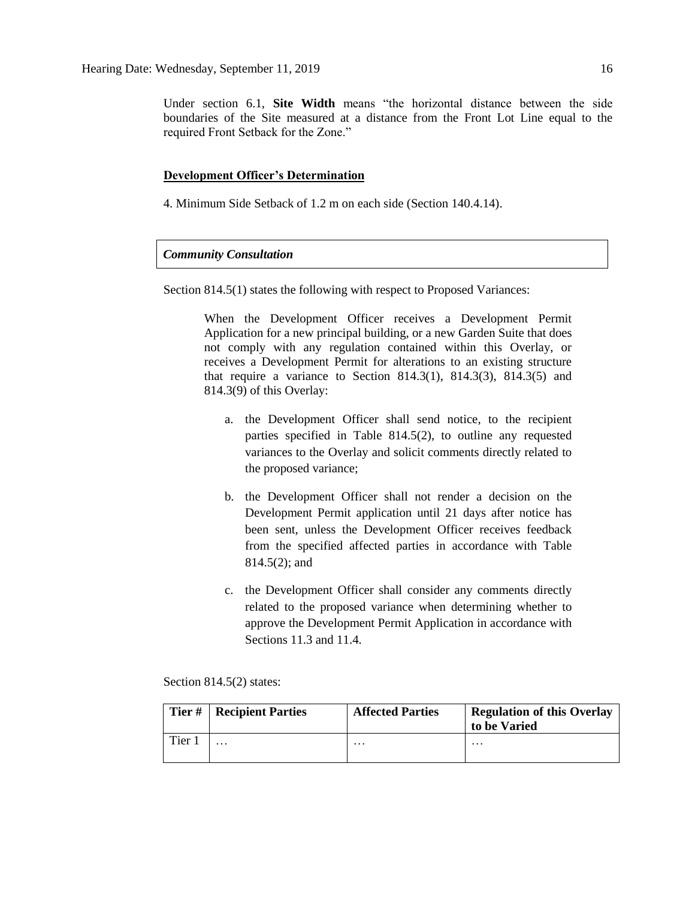Under section 6.1, **Site Width** means "the horizontal distance between the side boundaries of the Site measured at a distance from the Front Lot Line equal to the required Front Setback for the Zone."

**Development Officer's Determination**

4. Minimum Side Setback of 1.2 m on each side (Section 140.4.14).

***Community Consultation***

Section 814.5(1) states the following with respect to Proposed Variances:

> When the Development Officer receives a Development Permit Application for a new principal building, or a new Garden Suite that does not comply with any regulation contained within this Overlay, or receives a Development Permit for alterations to an existing structure that require a variance to Section 814.3(1), 814.3(3), 814.3(5) and 814.3(9) of this Overlay:
>
> a. the Development Officer shall send notice, to the recipient parties specified in Table 814.5(2), to outline any requested variances to the Overlay and solicit comments directly related to the proposed variance;
>
> b. the Development Officer shall not render a decision on the Development Permit application until 21 days after notice has been sent, unless the Development Officer receives feedback from the specified affected parties in accordance with Table 814.5(2); and
>
> c. the Development Officer shall consider any comments directly related to the proposed variance when determining whether to approve the Development Permit Application in accordance with Sections 11.3 and 11.4.

Section 814.5(2) states:

| Tier # | Recipient Parties | Affected Parties | Regulation of this Overlay to be Varied |
|---|---|---|---|
| Tier 1 | … | … | … |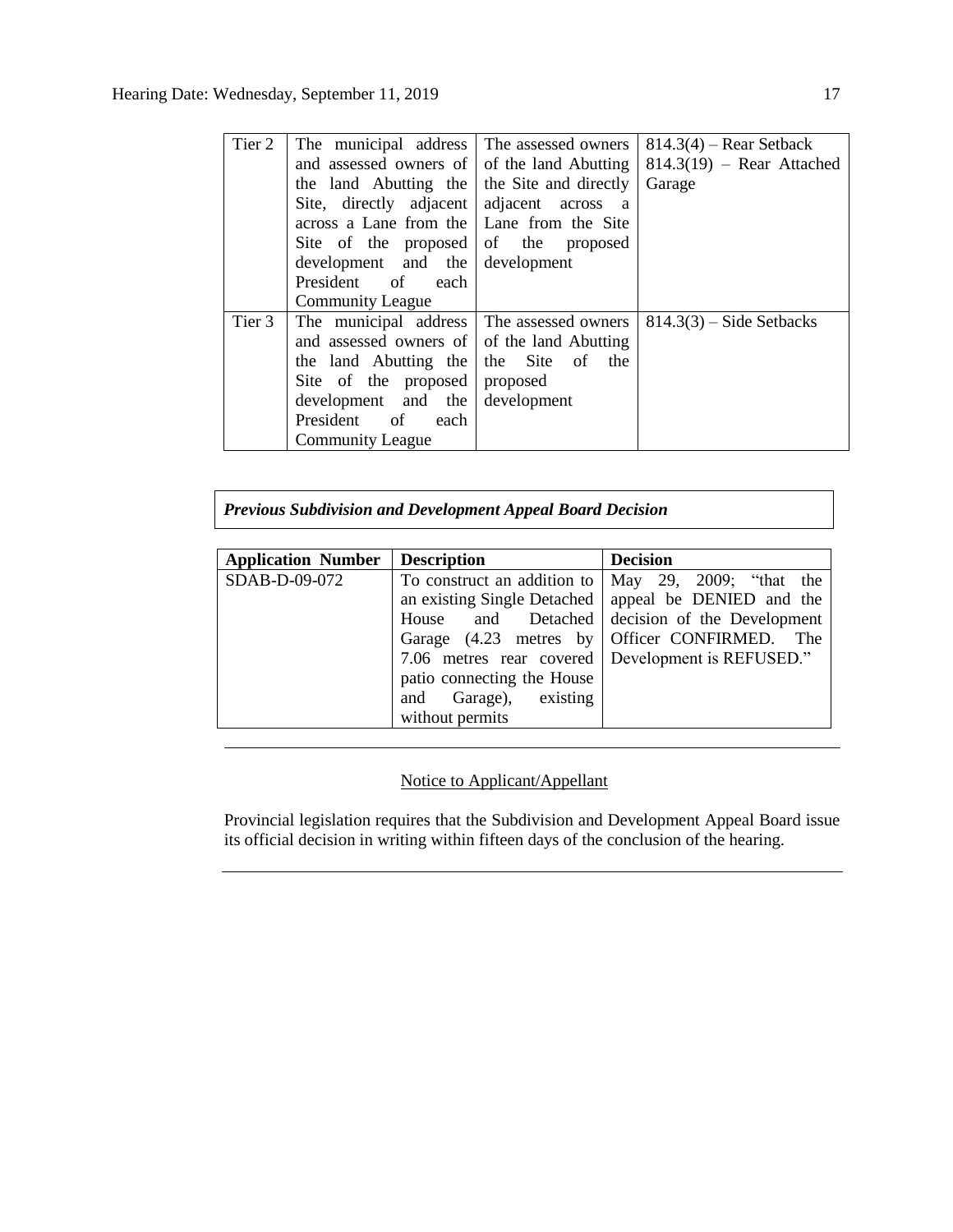| Tier 2 | The municipal address and assessed owners of the land Abutting the Site, directly adjacent across a Lane from the Site of the proposed development and the President of each Community League | The assessed owners of the land Abutting the Site and directly adjacent across a Lane from the Site of the proposed development | 814.3(4) – Rear Setback<br>814.3(19) – Rear Attached Garage |
|---|---|---|---|
| Tier 3 | The municipal address and assessed owners of the land Abutting the Site of the proposed development and the President of each Community League | The assessed owners of the land Abutting the Site of the proposed development | 814.3(3) – Side Setbacks |

***Previous Subdivision and Development Appeal Board Decision***

| Application Number | Description | Decision |
|---|---|---|
| SDAB-D-09-072 | To construct an addition to an existing Single Detached House and Detached Garage (4.23 metres by 7.06 metres rear covered patio connecting the House and Garage), existing without permits | May 29, 2009; "that the appeal be DENIED and the decision of the Development Officer CONFIRMED. The Development is REFUSED." |

---

Notice to Applicant/Appellant

Provincial legislation requires that the Subdivision and Development Appeal Board issue its official decision in writing within fifteen days of the conclusion of the hearing.

---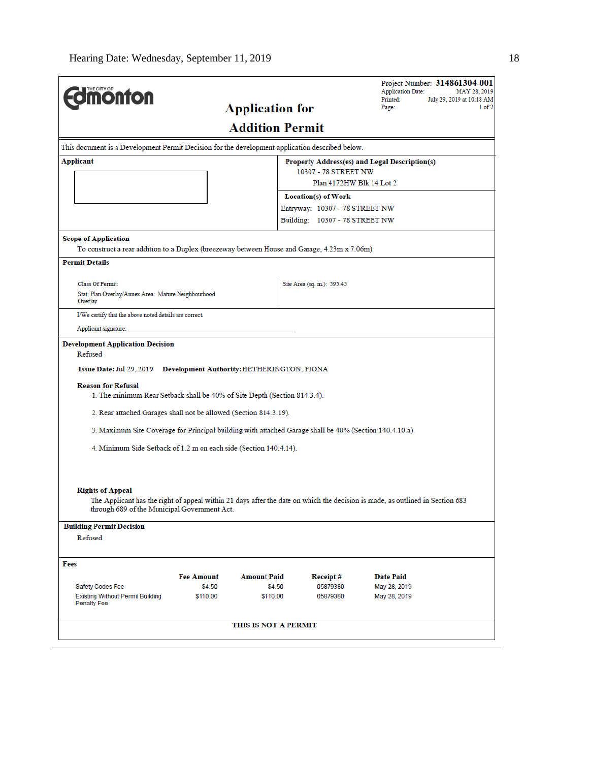Hearing Date: Wednesday, September 11, 2019

THE CITY OF Edmonton

# Application for Addition Permit

Project Number: **314861304-001**
Application Date: MAY 28, 2019
Printed: July 29, 2019 at 10:18 AM
Page: 1 of 2

This document is a Development Permit Decision for the development application described below.

**Applicant**

**Property Address(es) and Legal Description(s)**
10307 - 78 STREET NW
Plan 4172HW Blk 14 Lot 2

**Location(s) of Work**
Entryway: 10307 - 78 STREET NW
Building: 10307 - 78 STREET NW

**Scope of Application**
To construct a rear addition to a Duplex (breezeway between House and Garage, 4.23m x 7.06m).

**Permit Details**

Class Of Permit:
Stat. Plan Overlay/Annex Area: Mature Neighbourhood Overlay

Site Area (sq. m.): 595.45

I/We certify that the above noted details are correct.

Applicant signature: ____________________

**Development Application Decision**
Refused

**Issue Date:** Jul 29, 2019 **Development Authority:** HETHERINGTON, FIONA

**Reason for Refusal**

1. The minimum Rear Setback shall be 40% of Site Depth (Section 814.3.4).
2. Rear attached Garages shall not be allowed (Section 814.3.19).
3. Maximum Site Coverage for Principal building with attached Garage shall be 40% (Section 140.4.10.a).
4. Minimum Side Setback of 1.2 m on each side (Section 140.4.14).

**Rights of Appeal**
The Applicant has the right of appeal within 21 days after the date on which the decision is made, as outlined in Section 683 through 689 of the Municipal Government Act.

**Building Permit Decision**
Refused

**Fees**

| | Fee Amount | Amount Paid | Receipt # | Date Paid |
|---|---|---|---|---|
| Safety Codes Fee | $4.50 | $4.50 | 05879380 | May 28, 2019 |
| Existing Without Permit Building Penalty Fee | $110.00 | $110.00 | 05879380 | May 28, 2019 |

**THIS IS NOT A PERMIT**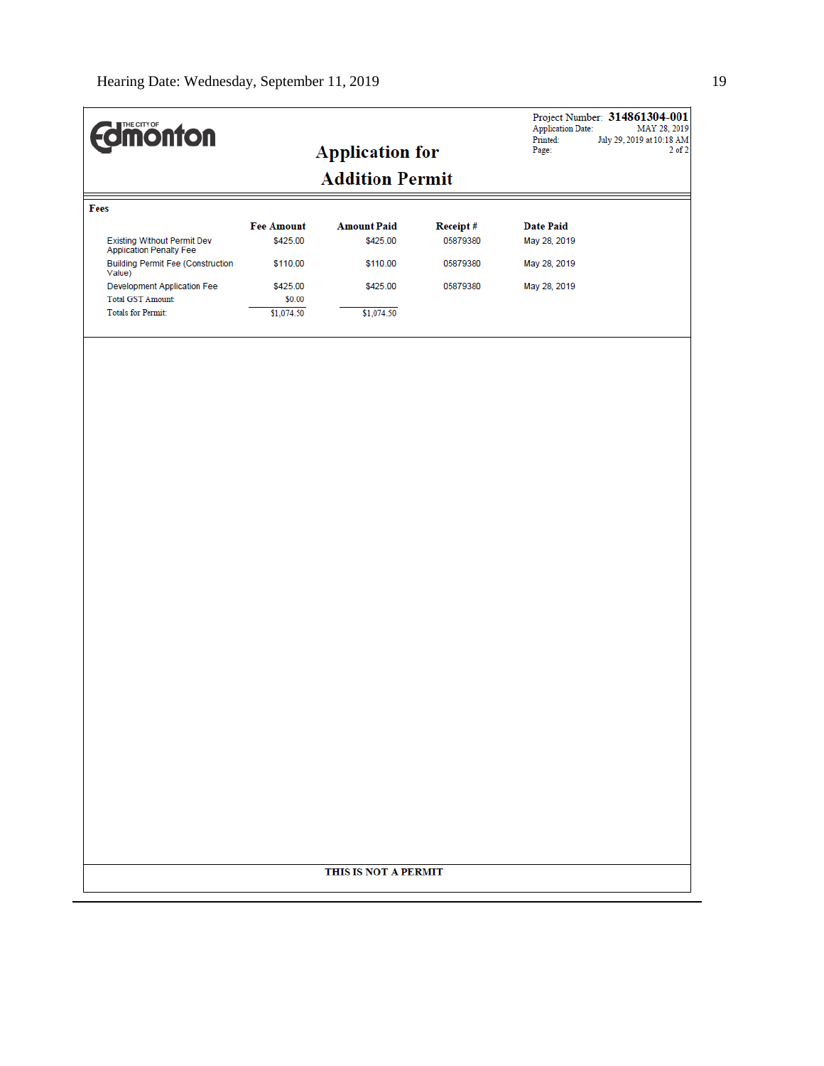THE CITY OF Edmonton

Project Number: **314861304-001**
Application Date: MAY 28, 2019
Printed: July 29, 2019 at 10:18 AM
Page: 2 of 2

## Application for Addition Permit

**Fees**

| | Fee Amount | Amount Paid | Receipt # | Date Paid |
|---|---|---|---|---|
| Existing Without Permit Dev Application Penalty Fee | $425.00 | $425.00 | 05879380 | May 28, 2019 |
| Building Permit Fee (Construction Value) | $110.00 | $110.00 | 05879380 | May 28, 2019 |
| Development Application Fee | $425.00 | $425.00 | 05879380 | May 28, 2019 |
| Total GST Amount: | $0.00 | | | |
| Totals for Permit: | $1,074.50 | $1,074.50 | | |

**THIS IS NOT A PERMIT**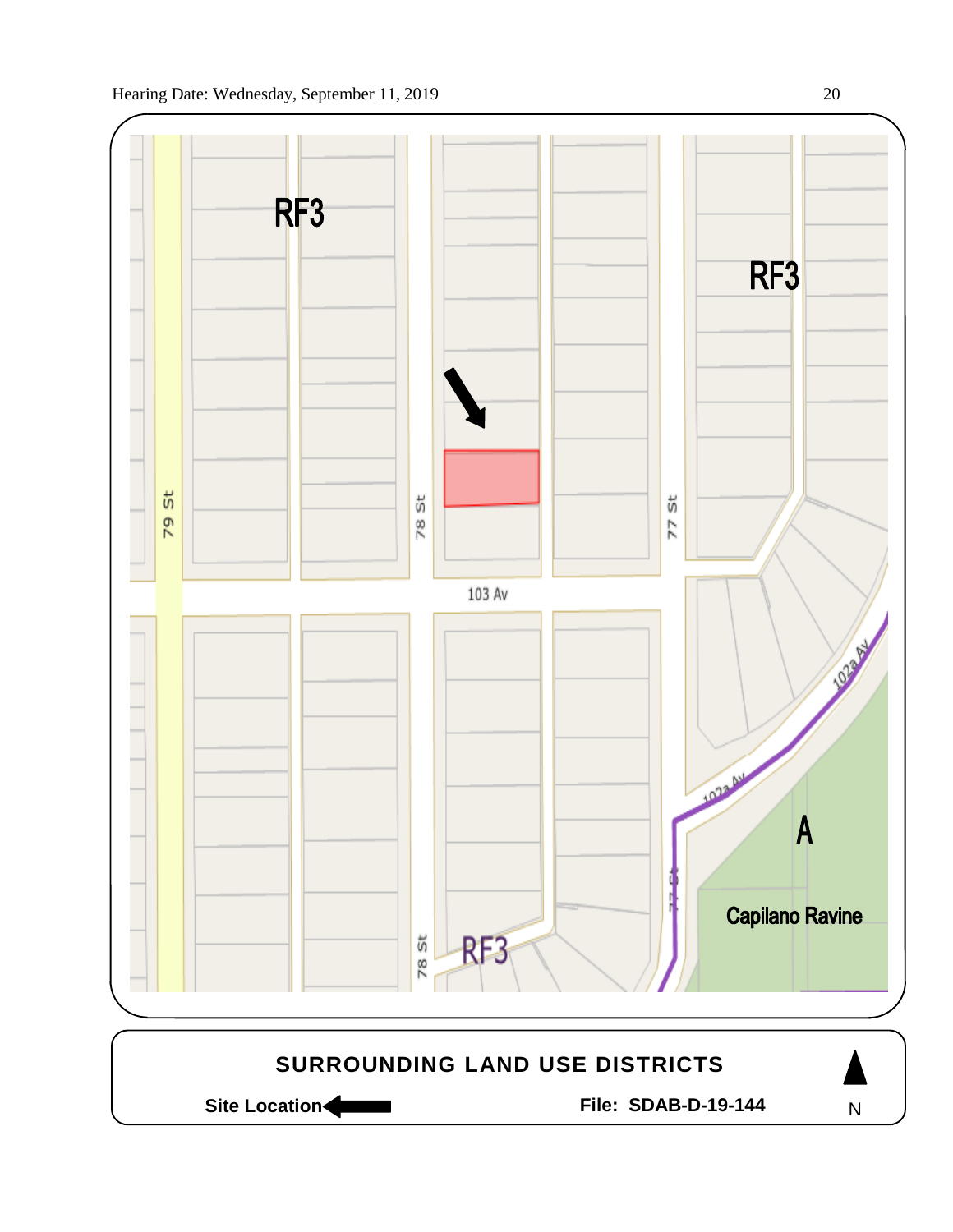RF3

RF3

79 St

78 St

77 St

103 Av

102a Av

102a Av

77 St

78 St

RF3

A

Capilano Ravine

**SURROUNDING LAND USE DISTRICTS**

**Site Location**

**File: SDAB-D-19-144**

N